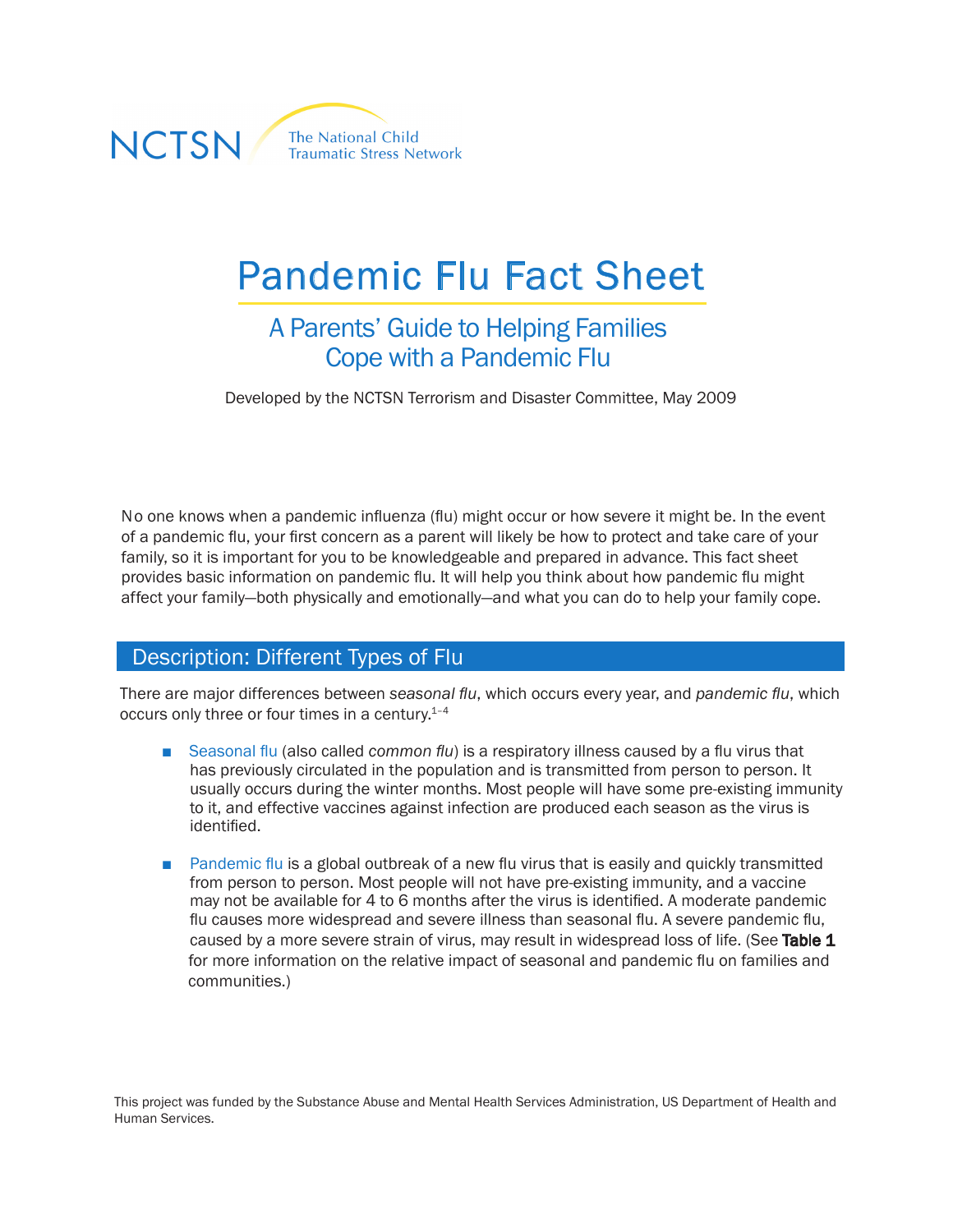NCTSN The National Child Traumatic Stress Network

# Pandemic Flu Fact Sheet

## A Parents' Guide to Helping Families Cope with a Pandemic Flu

Developed by the NCTSN Terrorism and Disaster Committee, May 2009

No one knows when a pandemic influenza (flu) might occur or how severe it might be. In the event of a pandemic flu, your first concern as a parent will likely be how to protect and take care of your family, so it is important for you to be knowledgeable and prepared in advance. This fact sheet provides basic information on pandemic flu. It will help you think about how pandemic flu might affect your family—both physically and emotionally—and what you can do to help your family cope.

## Description: Different Types of Flu

There are major differences between *seasonal flu*, which occurs every year, and *pandemic flu*, which occurs only three or four times in a century.[1–4]

- Seasonal flu (also called *common flu*) is a respiratory illness caused by a flu virus that has previously circulated in the population and is transmitted from person to person. It usually occurs during the winter months. Most people will have some pre-existing immunity to it, and effective vaccines against infection are produced each season as the virus is identified.
- Pandemic flu is a global outbreak of a new flu virus that is easily and quickly transmitted from person to person. Most people will not have pre-existing immunity, and a vaccine may not be available for 4 to 6 months after the virus is identified. A moderate pandemic flu causes more widespread and severe illness than seasonal flu. A severe pandemic flu, caused by a more severe strain of virus, may result in widespread loss of life. (See **Table 1** for more information on the relative impact of seasonal and pandemic flu on families and communities.)

This project was funded by the Substance Abuse and Mental Health Services Administration, US Department of Health and Human Services.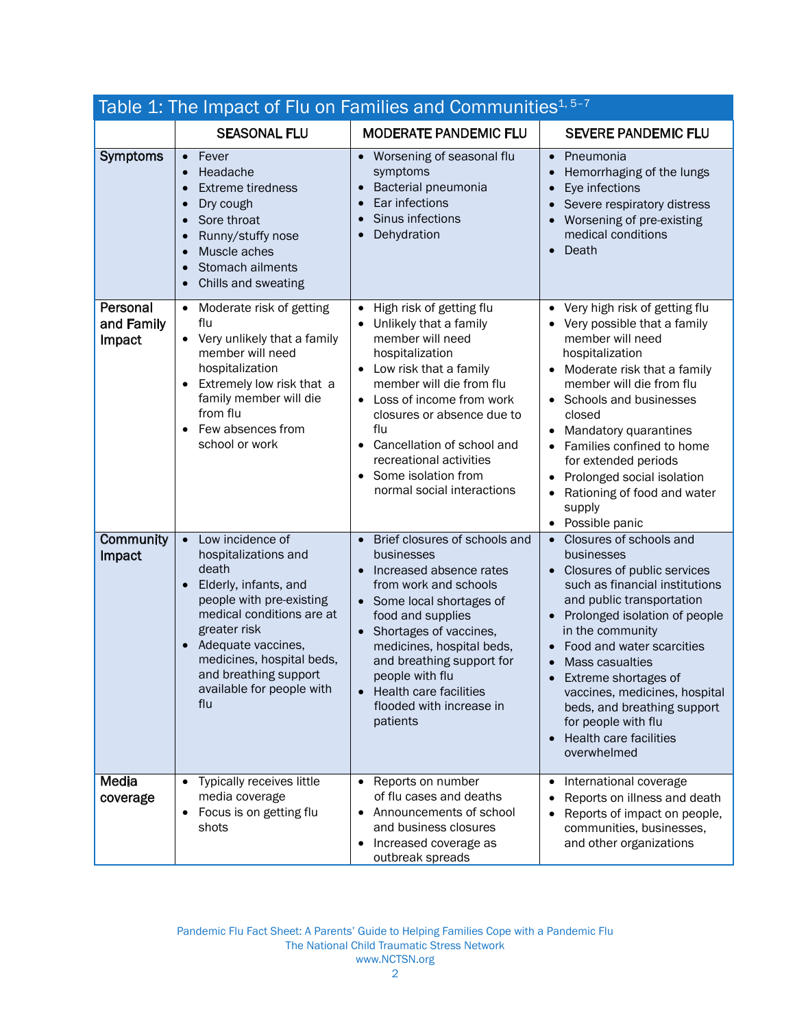Table 1: The Impact of Flu on Families and Communities[1, 5–7]

| | SEASONAL FLU | MODERATE PANDEMIC FLU | SEVERE PANDEMIC FLU |
|---|---|---|---|
| **Symptoms** | • Fever<br>• Headache<br>• Extreme tiredness<br>• Dry cough<br>• Sore throat<br>• Runny/stuffy nose<br>• Muscle aches<br>• Stomach ailments<br>• Chills and sweating | • Worsening of seasonal flu symptoms<br>• Bacterial pneumonia<br>• Ear infections<br>• Sinus infections<br>• Dehydration | • Pneumonia<br>• Hemorrhaging of the lungs<br>• Eye infections<br>• Severe respiratory distress<br>• Worsening of pre-existing medical conditions<br>• Death |
| **Personal and Family Impact** | • Moderate risk of getting flu<br>• Very unlikely that a family member will need hospitalization<br>• Extremely low risk that a family member will die from flu<br>• Few absences from school or work | • High risk of getting flu<br>• Unlikely that a family member will need hospitalization<br>• Low risk that a family member will die from flu<br>• Loss of income from work closures or absence due to flu<br>• Cancellation of school and recreational activities<br>• Some isolation from normal social interactions | • Very high risk of getting flu<br>• Very possible that a family member will need hospitalization<br>• Moderate risk that a family member will die from flu<br>• Schools and businesses closed<br>• Mandatory quarantines<br>• Families confined to home for extended periods<br>• Prolonged social isolation<br>• Rationing of food and water supply<br>• Possible panic |
| **Community Impact** | • Low incidence of hospitalizations and death<br>• Elderly, infants, and people with pre-existing medical conditions are at greater risk<br>• Adequate vaccines, medicines, hospital beds, and breathing support available for people with flu | • Brief closures of schools and businesses<br>• Increased absence rates from work and schools<br>• Some local shortages of food and supplies<br>• Shortages of vaccines, medicines, hospital beds, and breathing support for people with flu<br>• Health care facilities flooded with increase in patients | • Closures of schools and businesses<br>• Closures of public services such as financial institutions and public transportation<br>• Prolonged isolation of people in the community<br>• Food and water scarcities<br>• Mass casualties<br>• Extreme shortages of vaccines, medicines, hospital beds, and breathing support for people with flu<br>• Health care facilities overwhelmed |
| **Media coverage** | • Typically receives little media coverage<br>• Focus is on getting flu shots | • Reports on number of flu cases and deaths<br>• Announcements of school and business closures<br>• Increased coverage as outbreak spreads | • International coverage<br>• Reports on illness and death<br>• Reports of impact on people, communities, businesses, and other organizations |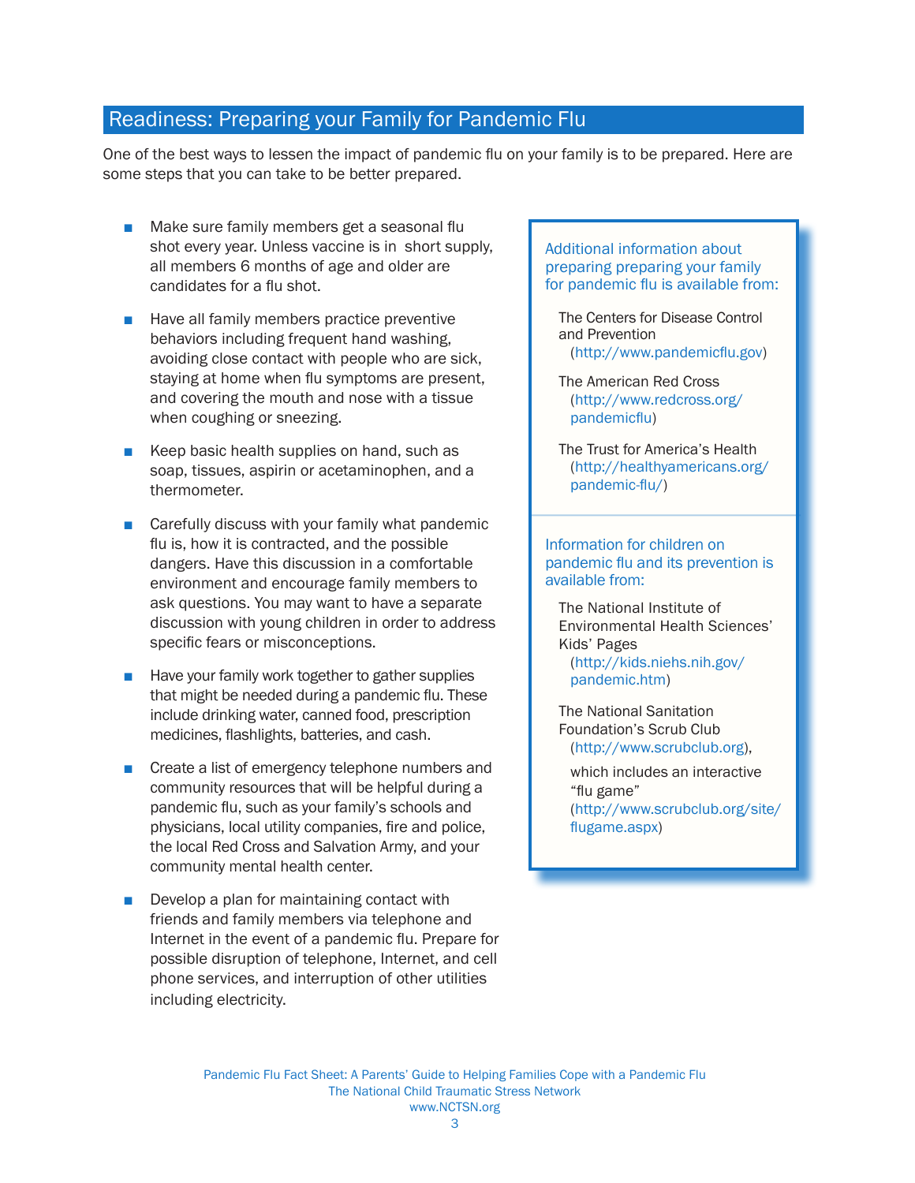## Readiness: Preparing your Family for Pandemic Flu

One of the best ways to lessen the impact of pandemic flu on your family is to be prepared. Here are some steps that you can take to be better prepared.

- Make sure family members get a seasonal flu shot every year. Unless vaccine is in short supply, all members 6 months of age and older are candidates for a flu shot.
- Have all family members practice preventive behaviors including frequent hand washing, avoiding close contact with people who are sick, staying at home when flu symptoms are present, and covering the mouth and nose with a tissue when coughing or sneezing.
- Keep basic health supplies on hand, such as soap, tissues, aspirin or acetaminophen, and a thermometer.
- Carefully discuss with your family what pandemic flu is, how it is contracted, and the possible dangers. Have this discussion in a comfortable environment and encourage family members to ask questions. You may want to have a separate discussion with young children in order to address specific fears or misconceptions.
- Have your family work together to gather supplies that might be needed during a pandemic flu. These include drinking water, canned food, prescription medicines, flashlights, batteries, and cash.
- Create a list of emergency telephone numbers and community resources that will be helpful during a pandemic flu, such as your family's schools and physicians, local utility companies, fire and police, the local Red Cross and Salvation Army, and your community mental health center.
- Develop a plan for maintaining contact with friends and family members via telephone and Internet in the event of a pandemic flu. Prepare for possible disruption of telephone, Internet, and cell phone services, and interruption of other utilities including electricity.

### Additional information about preparing preparing your family for pandemic flu is available from:

The Centers for Disease Control and Prevention (http://www.pandemicflu.gov)

The American Red Cross (http://www.redcross.org/pandemicflu)

The Trust for America's Health (http://healthyamericans.org/pandemic-flu/)

### Information for children on pandemic flu and its prevention is available from:

The National Institute of Environmental Health Sciences' Kids' Pages (http://kids.niehs.nih.gov/pandemic.htm)

The National Sanitation Foundation's Scrub Club (http://www.scrubclub.org),

which includes an interactive "flu game" (http://www.scrubclub.org/site/flugame.aspx)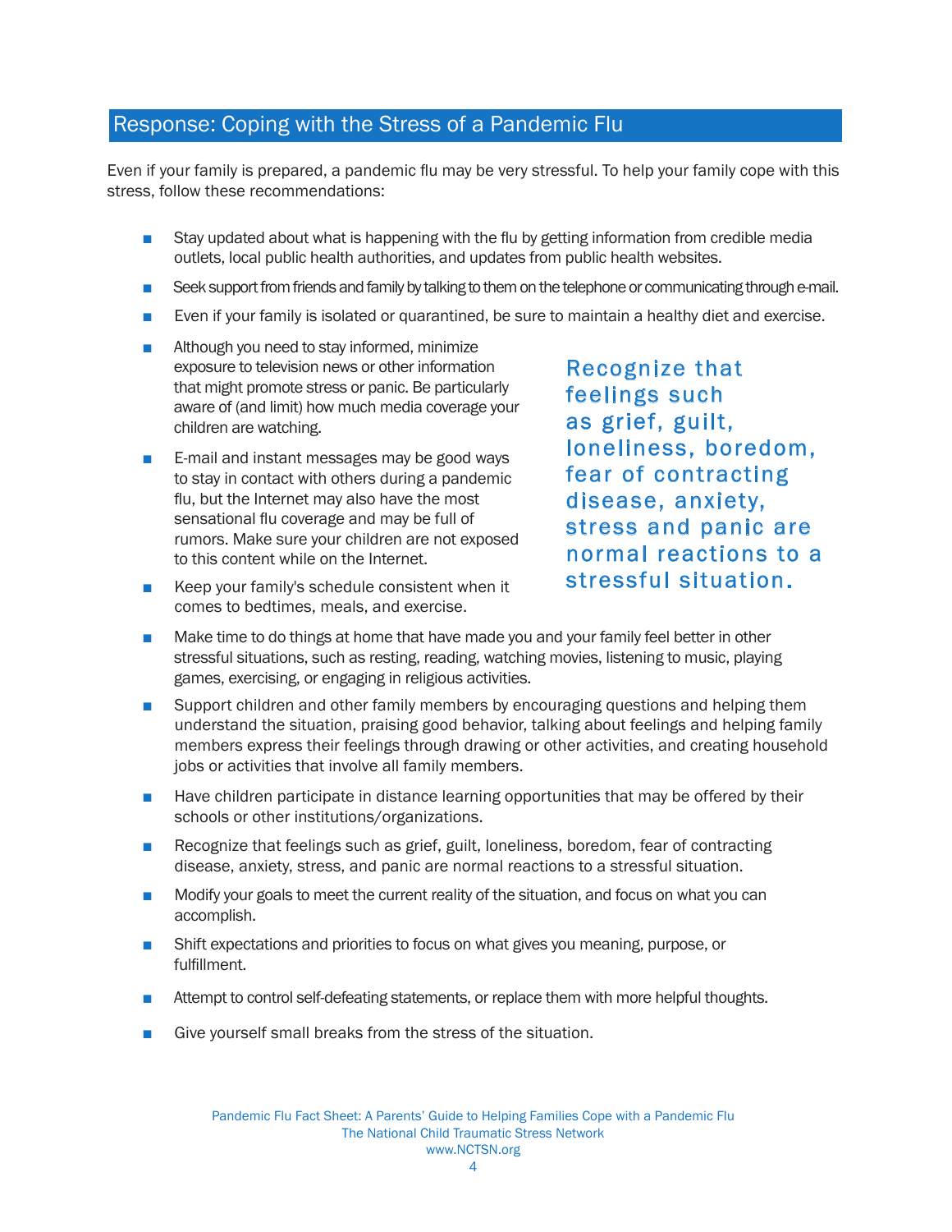## Response: Coping with the Stress of a Pandemic Flu

Even if your family is prepared, a pandemic flu may be very stressful. To help your family cope with this stress, follow these recommendations:

- Stay updated about what is happening with the flu by getting information from credible media outlets, local public health authorities, and updates from public health websites.
- Seek support from friends and family by talking to them on the telephone or communicating through e-mail.
- Even if your family is isolated or quarantined, be sure to maintain a healthy diet and exercise.
- Although you need to stay informed, minimize exposure to television news or other information that might promote stress or panic. Be particularly aware of (and limit) how much media coverage your children are watching.
- E-mail and instant messages may be good ways to stay in contact with others during a pandemic flu, but the Internet may also have the most sensational flu coverage and may be full of rumors. Make sure your children are not exposed to this content while on the Internet.
- Keep your family's schedule consistent when it comes to bedtimes, meals, and exercise.
- Make time to do things at home that have made you and your family feel better in other stressful situations, such as resting, reading, watching movies, listening to music, playing games, exercising, or engaging in religious activities.
- Support children and other family members by encouraging questions and helping them understand the situation, praising good behavior, talking about feelings and helping family members express their feelings through drawing or other activities, and creating household jobs or activities that involve all family members.
- Have children participate in distance learning opportunities that may be offered by their schools or other institutions/organizations.
- Recognize that feelings such as grief, guilt, loneliness, boredom, fear of contracting disease, anxiety, stress, and panic are normal reactions to a stressful situation.
- Modify your goals to meet the current reality of the situation, and focus on what you can accomplish.
- Shift expectations and priorities to focus on what gives you meaning, purpose, or fulfillment.
- Attempt to control self-defeating statements, or replace them with more helpful thoughts.
- Give yourself small breaks from the stress of the situation.

> Recognize that feelings such as grief, guilt, loneliness, boredom, fear of contracting disease, anxiety, stress and panic are normal reactions to a stressful situation.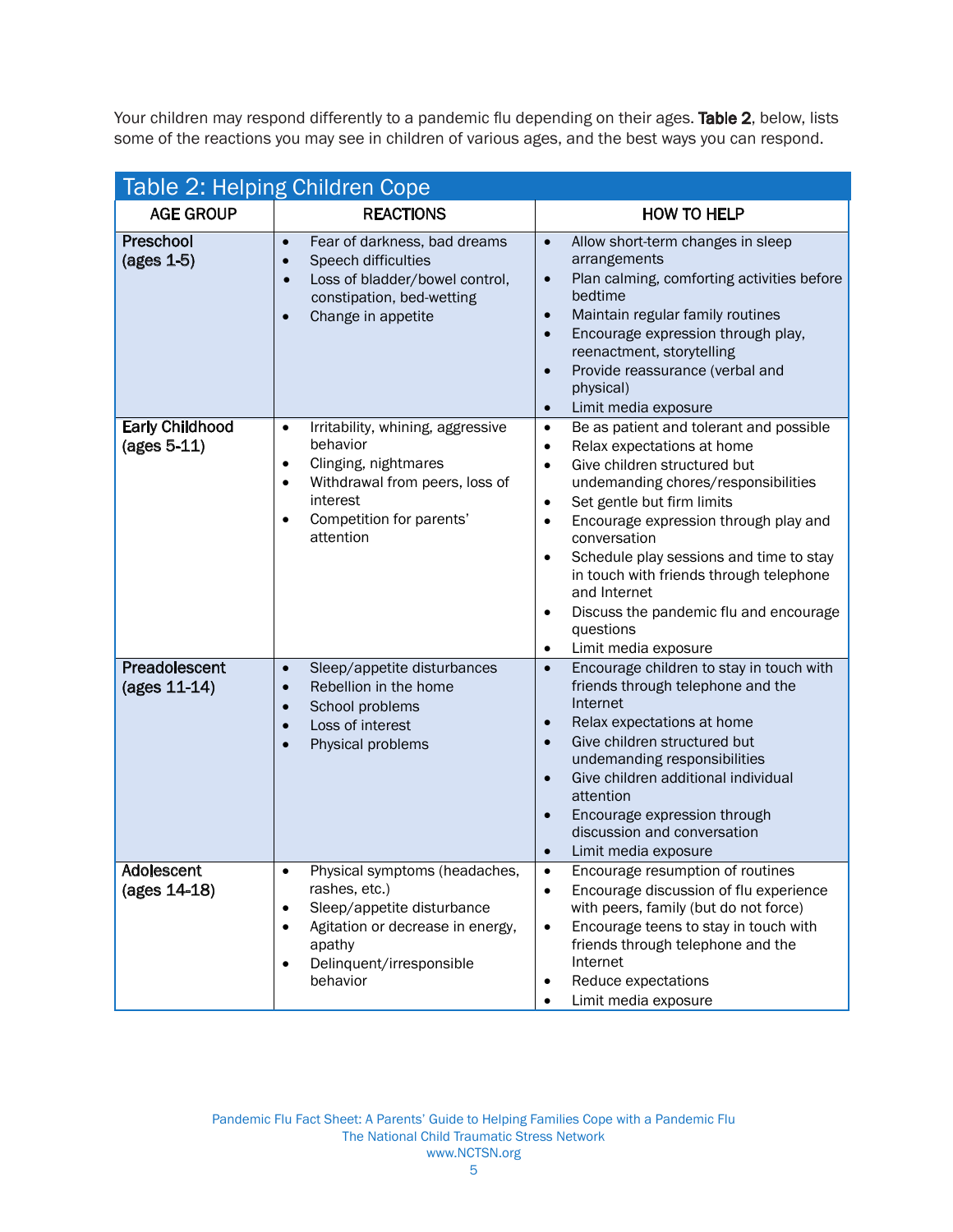Your children may respond differently to a pandemic flu depending on their ages. **Table 2**, below, lists some of the reactions you may see in children of various ages, and the best ways you can respond.

**Table 2: Helping Children Cope**

| AGE GROUP | REACTIONS | HOW TO HELP |
|---|---|---|
| **Preschool (ages 1-5)** | • Fear of darkness, bad dreams<br>• Speech difficulties<br>• Loss of bladder/bowel control, constipation, bed-wetting<br>• Change in appetite | • Allow short-term changes in sleep arrangements<br>• Plan calming, comforting activities before bedtime<br>• Maintain regular family routines<br>• Encourage expression through play, reenactment, storytelling<br>• Provide reassurance (verbal and physical)<br>• Limit media exposure |
| **Early Childhood (ages 5-11)** | • Irritability, whining, aggressive behavior<br>• Clinging, nightmares<br>• Withdrawal from peers, loss of interest<br>• Competition for parents' attention | • Be as patient and tolerant and possible<br>• Relax expectations at home<br>• Give children structured but undemanding chores/responsibilities<br>• Set gentle but firm limits<br>• Encourage expression through play and conversation<br>• Schedule play sessions and time to stay in touch with friends through telephone and Internet<br>• Discuss the pandemic flu and encourage questions<br>• Limit media exposure |
| **Preadolescent (ages 11-14)** | • Sleep/appetite disturbances<br>• Rebellion in the home<br>• School problems<br>• Loss of interest<br>• Physical problems | • Encourage children to stay in touch with friends through telephone and the Internet<br>• Relax expectations at home<br>• Give children structured but undemanding responsibilities<br>• Give children additional individual attention<br>• Encourage expression through discussion and conversation<br>• Limit media exposure |
| **Adolescent (ages 14-18)** | • Physical symptoms (headaches, rashes, etc.)<br>• Sleep/appetite disturbance<br>• Agitation or decrease in energy, apathy<br>• Delinquent/irresponsible behavior | • Encourage resumption of routines<br>• Encourage discussion of flu experience with peers, family (but do not force)<br>• Encourage teens to stay in touch with friends through telephone and the Internet<br>• Reduce expectations<br>• Limit media exposure |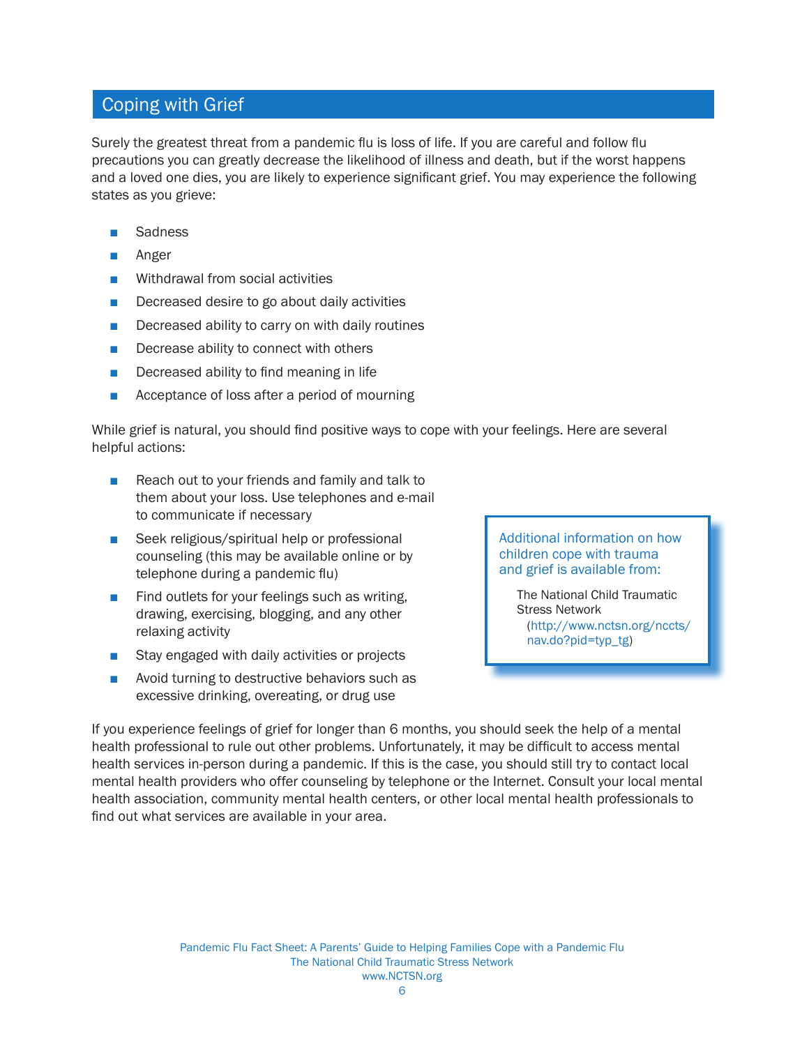## Coping with Grief

Surely the greatest threat from a pandemic flu is loss of life. If you are careful and follow flu precautions you can greatly decrease the likelihood of illness and death, but if the worst happens and a loved one dies, you are likely to experience significant grief. You may experience the following states as you grieve:

- Sadness
- Anger
- Withdrawal from social activities
- Decreased desire to go about daily activities
- Decreased ability to carry on with daily routines
- Decrease ability to connect with others
- Decreased ability to find meaning in life
- Acceptance of loss after a period of mourning

While grief is natural, you should find positive ways to cope with your feelings. Here are several helpful actions:

- Reach out to your friends and family and talk to them about your loss. Use telephones and e-mail to communicate if necessary
- Seek religious/spiritual help or professional counseling (this may be available online or by telephone during a pandemic flu)
- Find outlets for your feelings such as writing, drawing, exercising, blogging, and any other relaxing activity
- Stay engaged with daily activities or projects
- Avoid turning to destructive behaviors such as excessive drinking, overeating, or drug use

> Additional information on how children cope with trauma and grief is available from:
>
> The National Child Traumatic Stress Network (http://www.nctsn.org/nccts/nav.do?pid=typ_tg)

If you experience feelings of grief for longer than 6 months, you should seek the help of a mental health professional to rule out other problems. Unfortunately, it may be difficult to access mental health services in-person during a pandemic. If this is the case, you should still try to contact local mental health providers who offer counseling by telephone or the Internet. Consult your local mental health association, community mental health centers, or other local mental health professionals to find out what services are available in your area.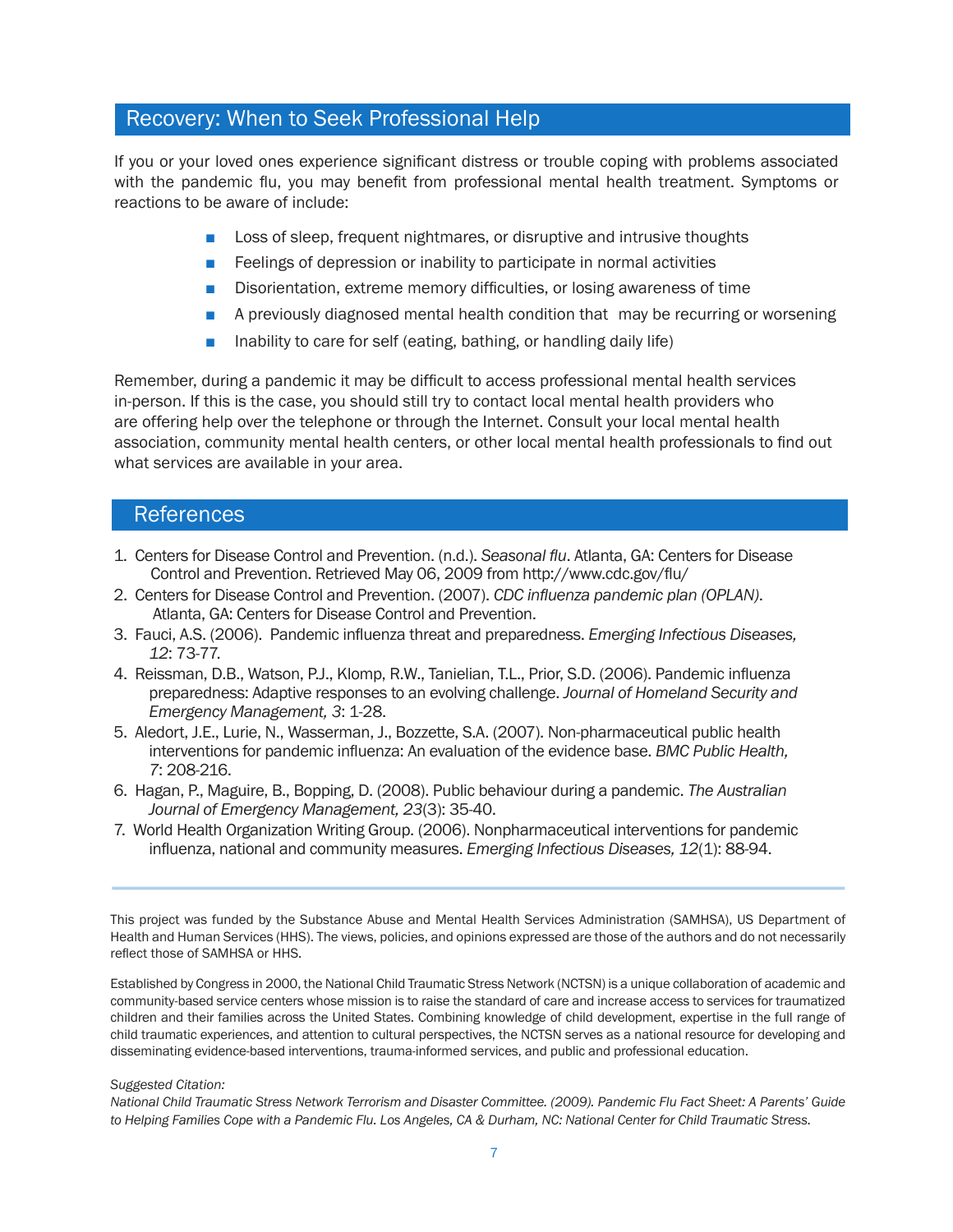## Recovery: When to Seek Professional Help

If you or your loved ones experience significant distress or trouble coping with problems associated with the pandemic flu, you may benefit from professional mental health treatment. Symptoms or reactions to be aware of include:

- Loss of sleep, frequent nightmares, or disruptive and intrusive thoughts
- Feelings of depression or inability to participate in normal activities
- Disorientation, extreme memory difficulties, or losing awareness of time
- A previously diagnosed mental health condition that may be recurring or worsening
- Inability to care for self (eating, bathing, or handling daily life)

Remember, during a pandemic it may be difficult to access professional mental health services in-person. If this is the case, you should still try to contact local mental health providers who are offering help over the telephone or through the Internet. Consult your local mental health association, community mental health centers, or other local mental health professionals to find out what services are available in your area.

## References

1. Centers for Disease Control and Prevention. (n.d.). *Seasonal flu*. Atlanta, GA: Centers for Disease Control and Prevention. Retrieved May 06, 2009 from http://www.cdc.gov/flu/
2. Centers for Disease Control and Prevention. (2007). *CDC influenza pandemic plan (OPLAN)*. Atlanta, GA: Centers for Disease Control and Prevention.
3. Fauci, A.S. (2006). Pandemic influenza threat and preparedness. *Emerging Infectious Diseases, 12*: 73-77.
4. Reissman, D.B., Watson, P.J., Klomp, R.W., Tanielian, T.L., Prior, S.D. (2006). Pandemic influenza preparedness: Adaptive responses to an evolving challenge. *Journal of Homeland Security and Emergency Management, 3*: 1-28.
5. Aledort, J.E., Lurie, N., Wasserman, J., Bozzette, S.A. (2007). Non-pharmaceutical public health interventions for pandemic influenza: An evaluation of the evidence base. *BMC Public Health, 7*: 208-216.
6. Hagan, P., Maguire, B., Bopping, D. (2008). Public behaviour during a pandemic. *The Australian Journal of Emergency Management, 23*(3): 35-40.
7. World Health Organization Writing Group. (2006). Nonpharmaceutical interventions for pandemic influenza, national and community measures. *Emerging Infectious Diseases, 12*(1): 88-94.

---

This project was funded by the Substance Abuse and Mental Health Services Administration (SAMHSA), US Department of Health and Human Services (HHS). The views, policies, and opinions expressed are those of the authors and do not necessarily reflect those of SAMHSA or HHS.

Established by Congress in 2000, the National Child Traumatic Stress Network (NCTSN) is a unique collaboration of academic and community-based service centers whose mission is to raise the standard of care and increase access to services for traumatized children and their families across the United States. Combining knowledge of child development, expertise in the full range of child traumatic experiences, and attention to cultural perspectives, the NCTSN serves as a national resource for developing and disseminating evidence-based interventions, trauma-informed services, and public and professional education.

*Suggested Citation:*
*National Child Traumatic Stress Network Terrorism and Disaster Committee. (2009). Pandemic Flu Fact Sheet: A Parents' Guide to Helping Families Cope with a Pandemic Flu. Los Angeles, CA & Durham, NC: National Center for Child Traumatic Stress.*